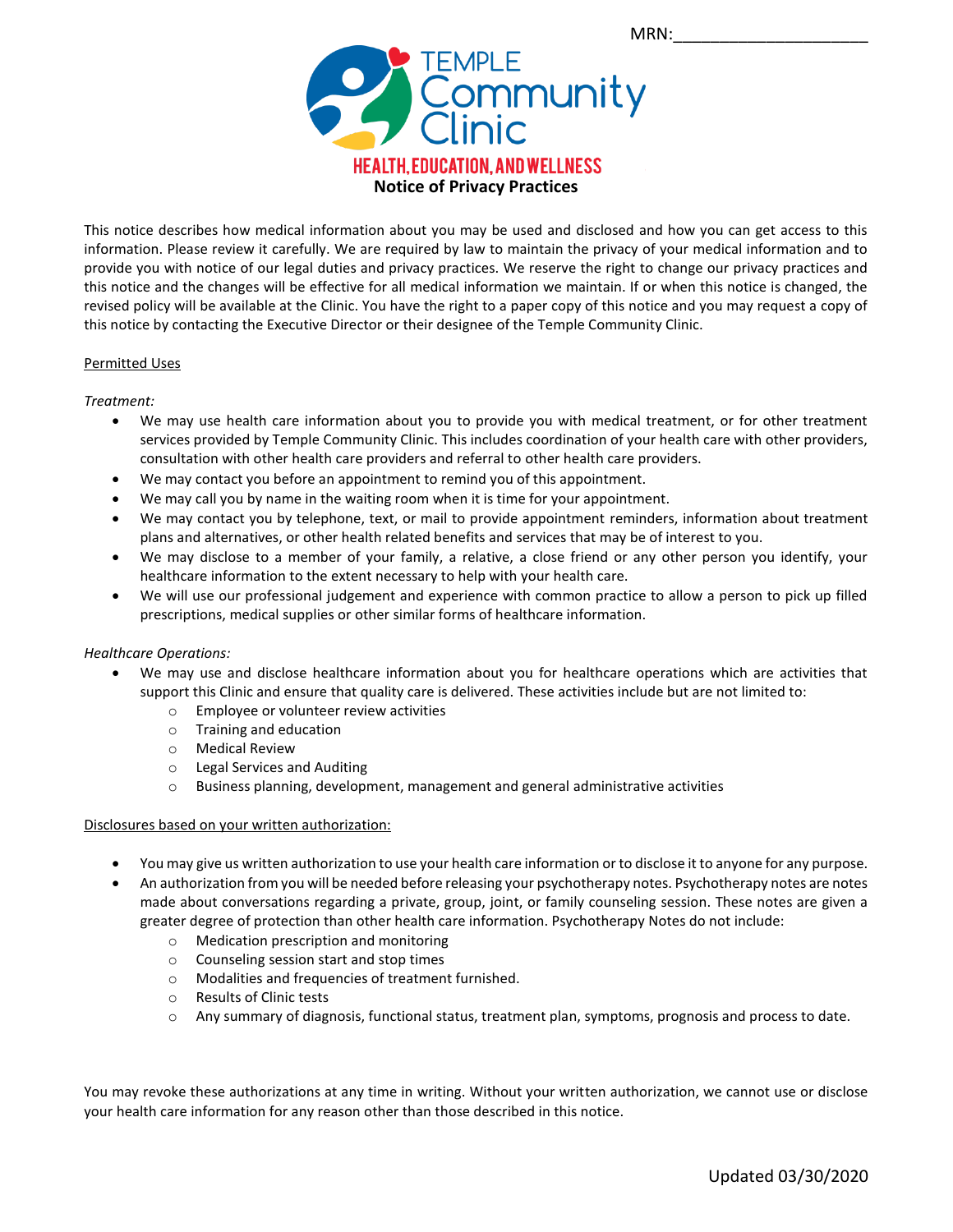MRN:____________________

# TEMPLE Community Clinic

**HEALTH, EDUCATION, AND WELLNESS**

## Notice of Privacy Practices

This notice describes how medical information about you may be used and disclosed and how you can get access to this information. Please review it carefully. We are required by law to maintain the privacy of your medical information and to provide you with notice of our legal duties and privacy practices. We reserve the right to change our privacy practices and this notice and the changes will be effective for all medical information we maintain. If or when this notice is changed, the revised policy will be available at the Clinic. You have the right to a paper copy of this notice and you may request a copy of this notice by contacting the Executive Director or their designee of the Temple Community Clinic.

<u>Permitted Uses</u>

*Treatment:*

- We may use health care information about you to provide you with medical treatment, or for other treatment services provided by Temple Community Clinic. This includes coordination of your health care with other providers, consultation with other health care providers and referral to other health care providers.
- We may contact you before an appointment to remind you of this appointment.
- We may call you by name in the waiting room when it is time for your appointment.
- We may contact you by telephone, text, or mail to provide appointment reminders, information about treatment plans and alternatives, or other health related benefits and services that may be of interest to you.
- We may disclose to a member of your family, a relative, a close friend or any other person you identify, your healthcare information to the extent necessary to help with your health care.
- We will use our professional judgement and experience with common practice to allow a person to pick up filled prescriptions, medical supplies or other similar forms of healthcare information.

*Healthcare Operations:*

- We may use and disclose healthcare information about you for healthcare operations which are activities that support this Clinic and ensure that quality care is delivered. These activities include but are not limited to:
  - Employee or volunteer review activities
  - Training and education
  - Medical Review
  - Legal Services and Auditing
  - Business planning, development, management and general administrative activities

<u>Disclosures based on your written authorization:</u>

- You may give us written authorization to use your health care information or to disclose it to anyone for any purpose.
- An authorization from you will be needed before releasing your psychotherapy notes. Psychotherapy notes are notes made about conversations regarding a private, group, joint, or family counseling session. These notes are given a greater degree of protection than other health care information. Psychotherapy Notes do not include:
  - Medication prescription and monitoring
  - Counseling session start and stop times
  - Modalities and frequencies of treatment furnished.
  - Results of Clinic tests
  - Any summary of diagnosis, functional status, treatment plan, symptoms, prognosis and process to date.

You may revoke these authorizations at any time in writing. Without your written authorization, we cannot use or disclose your health care information for any reason other than those described in this notice.

Updated 03/30/2020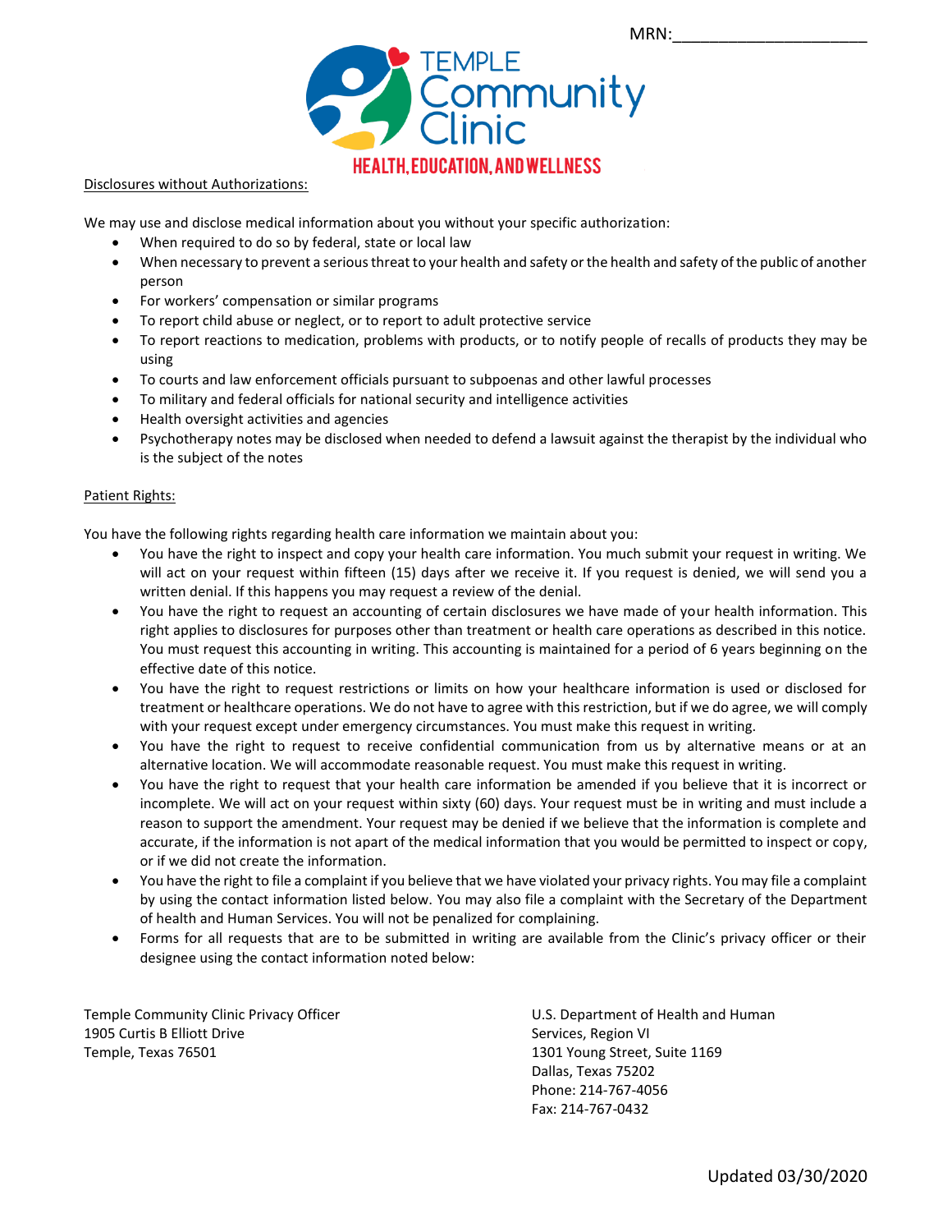MRN:____________________

TEMPLE Community Clinic

HEALTH, EDUCATION, AND WELLNESS

Disclosures without Authorizations:

We may use and disclose medical information about you without your specific authorization:

- When required to do so by federal, state or local law
- When necessary to prevent a serious threat to your health and safety or the health and safety of the public of another person
- For workers' compensation or similar programs
- To report child abuse or neglect, or to report to adult protective service
- To report reactions to medication, problems with products, or to notify people of recalls of products they may be using
- To courts and law enforcement officials pursuant to subpoenas and other lawful processes
- To military and federal officials for national security and intelligence activities
- Health oversight activities and agencies
- Psychotherapy notes may be disclosed when needed to defend a lawsuit against the therapist by the individual who is the subject of the notes

Patient Rights:

You have the following rights regarding health care information we maintain about you:

- You have the right to inspect and copy your health care information. You much submit your request in writing. We will act on your request within fifteen (15) days after we receive it. If you request is denied, we will send you a written denial. If this happens you may request a review of the denial.
- You have the right to request an accounting of certain disclosures we have made of your health information. This right applies to disclosures for purposes other than treatment or health care operations as described in this notice. You must request this accounting in writing. This accounting is maintained for a period of 6 years beginning on the effective date of this notice.
- You have the right to request restrictions or limits on how your healthcare information is used or disclosed for treatment or healthcare operations. We do not have to agree with this restriction, but if we do agree, we will comply with your request except under emergency circumstances. You must make this request in writing.
- You have the right to request to receive confidential communication from us by alternative means or at an alternative location. We will accommodate reasonable request. You must make this request in writing.
- You have the right to request that your health care information be amended if you believe that it is incorrect or incomplete. We will act on your request within sixty (60) days. Your request must be in writing and must include a reason to support the amendment. Your request may be denied if we believe that the information is complete and accurate, if the information is not apart of the medical information that you would be permitted to inspect or copy, or if we did not create the information.
- You have the right to file a complaint if you believe that we have violated your privacy rights. You may file a complaint by using the contact information listed below. You may also file a complaint with the Secretary of the Department of health and Human Services. You will not be penalized for complaining.
- Forms for all requests that are to be submitted in writing are available from the Clinic's privacy officer or their designee using the contact information noted below:

Temple Community Clinic Privacy Officer
1905 Curtis B Elliott Drive
Temple, Texas 76501

U.S. Department of Health and Human Services, Region VI
1301 Young Street, Suite 1169
Dallas, Texas 75202
Phone: 214-767-4056
Fax: 214-767-0432

Updated 03/30/2020